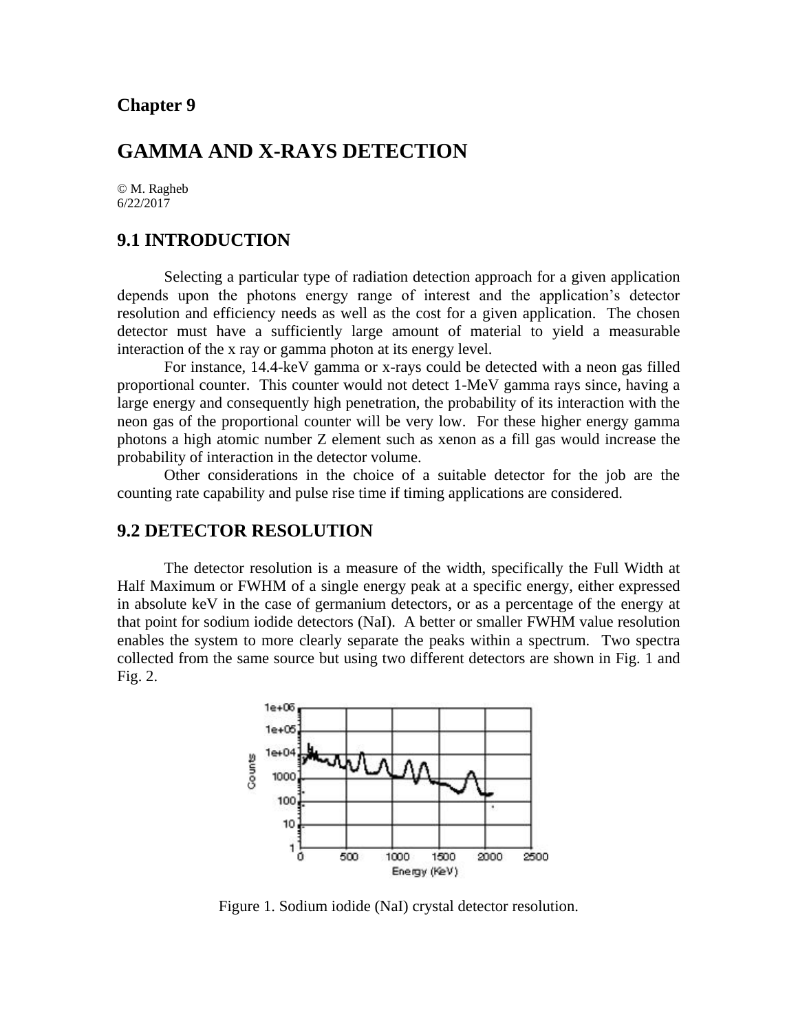# Chapter 9

# GAMMA AND X-RAYS DETECTION

© M. Ragheb
6/22/2017

## 9.1 INTRODUCTION

Selecting a particular type of radiation detection approach for a given application depends upon the photons energy range of interest and the application's detector resolution and efficiency needs as well as the cost for a given application. The chosen detector must have a sufficiently large amount of material to yield a measurable interaction of the x ray or gamma photon at its energy level.

For instance, 14.4-keV gamma or x-rays could be detected with a neon gas filled proportional counter. This counter would not detect 1-MeV gamma rays since, having a large energy and consequently high penetration, the probability of its interaction with the neon gas of the proportional counter will be very low. For these higher energy gamma photons a high atomic number Z element such as xenon as a fill gas would increase the probability of interaction in the detector volume.

Other considerations in the choice of a suitable detector for the job are the counting rate capability and pulse rise time if timing applications are considered.

## 9.2 DETECTOR RESOLUTION

The detector resolution is a measure of the width, specifically the Full Width at Half Maximum or FWHM of a single energy peak at a specific energy, either expressed in absolute keV in the case of germanium detectors, or as a percentage of the energy at that point for sodium iodide detectors (NaI). A better or smaller FWHM value resolution enables the system to more clearly separate the peaks within a spectrum. Two spectra collected from the same source but using two different detectors are shown in Fig. 1 and Fig. 2.

Figure 1. Sodium iodide (NaI) crystal detector resolution.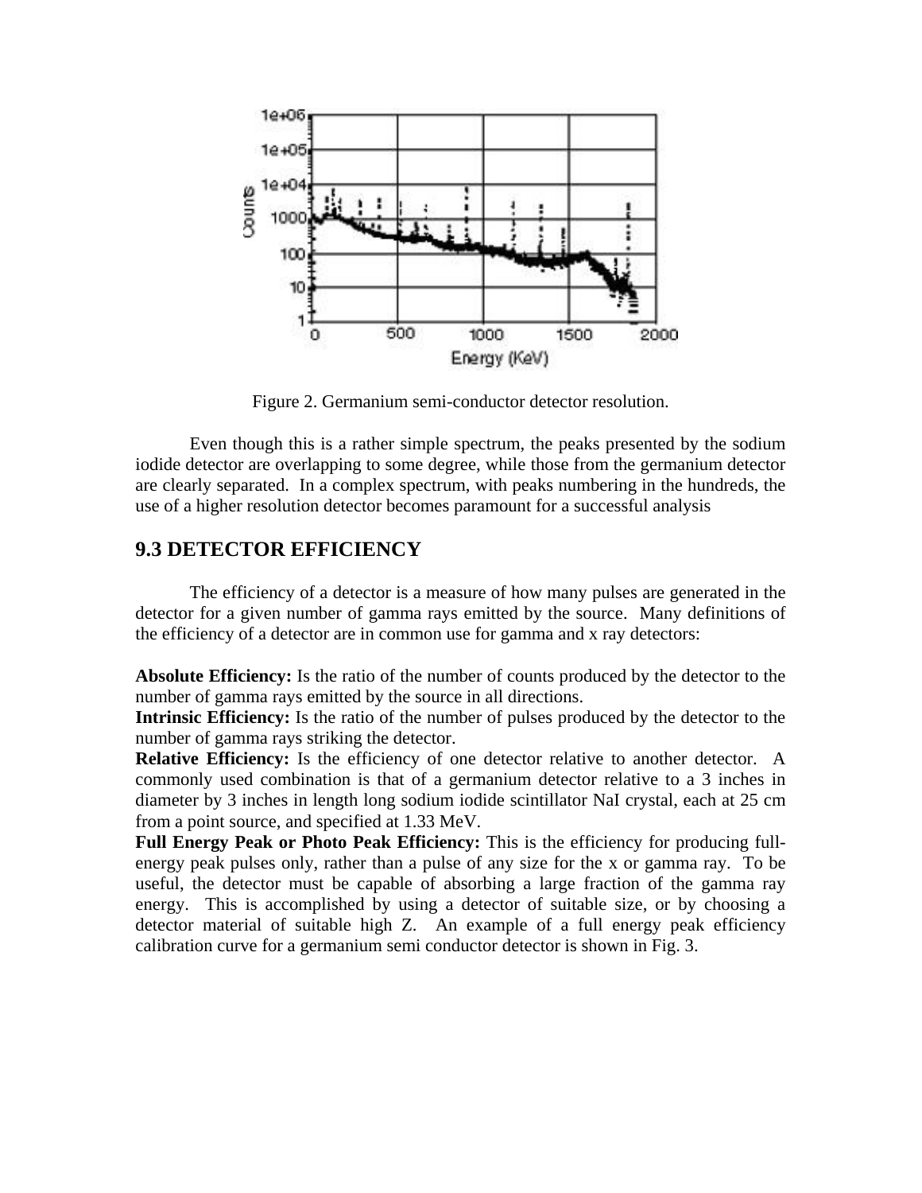Figure 2. Germanium semi-conductor detector resolution.

Even though this is a rather simple spectrum, the peaks presented by the sodium iodide detector are overlapping to some degree, while those from the germanium detector are clearly separated. In a complex spectrum, with peaks numbering in the hundreds, the use of a higher resolution detector becomes paramount for a successful analysis

## 9.3 DETECTOR EFFICIENCY

The efficiency of a detector is a measure of how many pulses are generated in the detector for a given number of gamma rays emitted by the source. Many definitions of the efficiency of a detector are in common use for gamma and x ray detectors:

**Absolute Efficiency:** Is the ratio of the number of counts produced by the detector to the number of gamma rays emitted by the source in all directions.
**Intrinsic Efficiency:** Is the ratio of the number of pulses produced by the detector to the number of gamma rays striking the detector.
**Relative Efficiency:** Is the efficiency of one detector relative to another detector. A commonly used combination is that of a germanium detector relative to a 3 inches in diameter by 3 inches in length long sodium iodide scintillator NaI crystal, each at 25 cm from a point source, and specified at 1.33 MeV.
**Full Energy Peak or Photo Peak Efficiency:** This is the efficiency for producing full-energy peak pulses only, rather than a pulse of any size for the x or gamma ray. To be useful, the detector must be capable of absorbing a large fraction of the gamma ray energy. This is accomplished by using a detector of suitable size, or by choosing a detector material of suitable high Z. An example of a full energy peak efficiency calibration curve for a germanium semi conductor detector is shown in Fig. 3.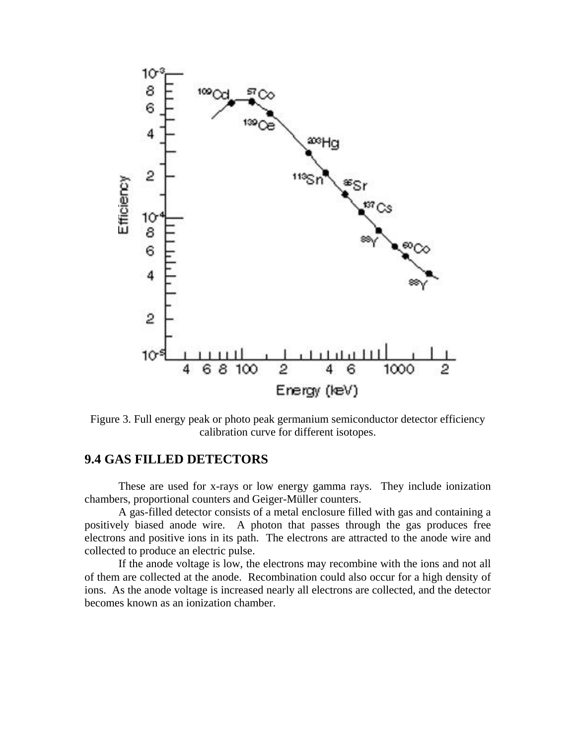Figure 3. Full energy peak or photo peak germanium semiconductor detector efficiency calibration curve for different isotopes.

## 9.4 GAS FILLED DETECTORS

These are used for x-rays or low energy gamma rays. They include ionization chambers, proportional counters and Geiger-Müller counters.

A gas-filled detector consists of a metal enclosure filled with gas and containing a positively biased anode wire. A photon that passes through the gas produces free electrons and positive ions in its path. The electrons are attracted to the anode wire and collected to produce an electric pulse.

If the anode voltage is low, the electrons may recombine with the ions and not all of them are collected at the anode. Recombination could also occur for a high density of ions. As the anode voltage is increased nearly all electrons are collected, and the detector becomes known as an ionization chamber.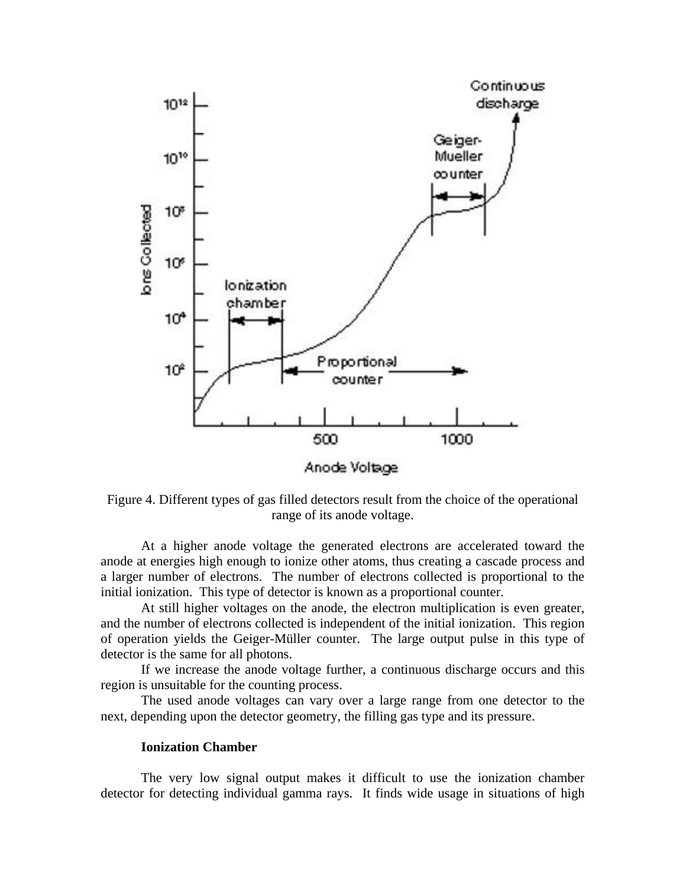Figure 4. Different types of gas filled detectors result from the choice of the operational range of its anode voltage.

At a higher anode voltage the generated electrons are accelerated toward the anode at energies high enough to ionize other atoms, thus creating a cascade process and a larger number of electrons. The number of electrons collected is proportional to the initial ionization. This type of detector is known as a proportional counter.

At still higher voltages on the anode, the electron multiplication is even greater, and the number of electrons collected is independent of the initial ionization. This region of operation yields the Geiger-Müller counter. The large output pulse in this type of detector is the same for all photons.

If we increase the anode voltage further, a continuous discharge occurs and this region is unsuitable for the counting process.

The used anode voltages can vary over a large range from one detector to the next, depending upon the detector geometry, the filling gas type and its pressure.

**Ionization Chamber**

The very low signal output makes it difficult to use the ionization chamber detector for detecting individual gamma rays. It finds wide usage in situations of high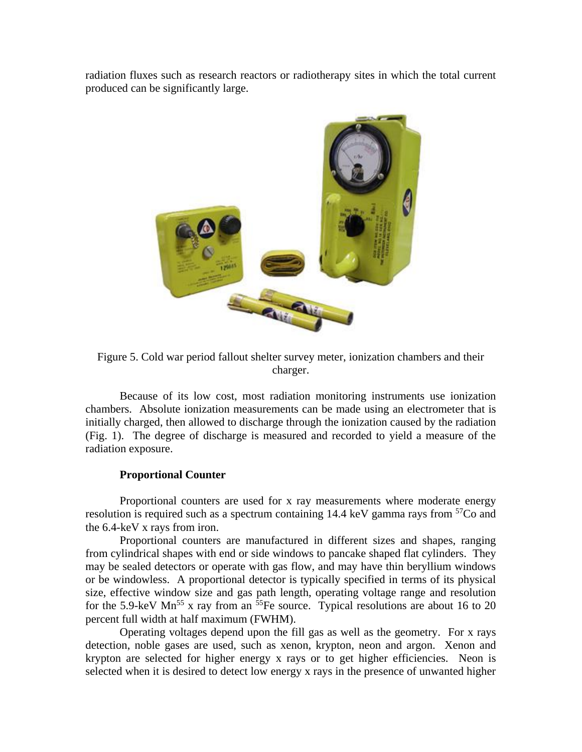radiation fluxes such as research reactors or radiotherapy sites in which the total current produced can be significantly large.

Figure 5. Cold war period fallout shelter survey meter, ionization chambers and their charger.

Because of its low cost, most radiation monitoring instruments use ionization chambers. Absolute ionization measurements can be made using an electrometer that is initially charged, then allowed to discharge through the ionization caused by the radiation (Fig. 1). The degree of discharge is measured and recorded to yield a measure of the radiation exposure.

**Proportional Counter**

Proportional counters are used for x ray measurements where moderate energy resolution is required such as a spectrum containing 14.4 keV gamma rays from $^{57}Co$ and the 6.4-keV x rays from iron.

Proportional counters are manufactured in different sizes and shapes, ranging from cylindrical shapes with end or side windows to pancake shaped flat cylinders. They may be sealed detectors or operate with gas flow, and may have thin beryllium windows or be windowless. A proportional detector is typically specified in terms of its physical size, effective window size and gas path length, operating voltage range and resolution for the 5.9-keV $Mn^{55}$ x ray from an $^{55}Fe$ source. Typical resolutions are about 16 to 20 percent full width at half maximum (FWHM).

Operating voltages depend upon the fill gas as well as the geometry. For x rays detection, noble gases are used, such as xenon, krypton, neon and argon. Xenon and krypton are selected for higher energy x rays or to get higher efficiencies. Neon is selected when it is desired to detect low energy x rays in the presence of unwanted higher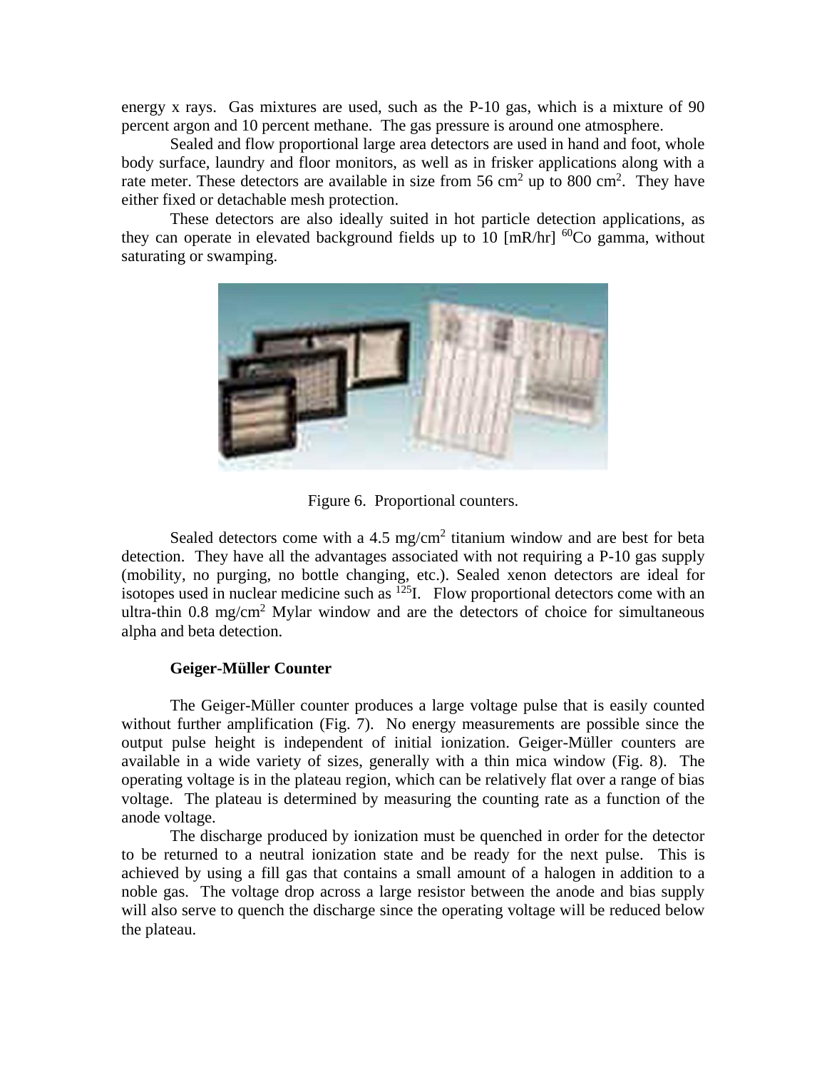energy x rays. Gas mixtures are used, such as the P-10 gas, which is a mixture of 90 percent argon and 10 percent methane. The gas pressure is around one atmosphere.

Sealed and flow proportional large area detectors are used in hand and foot, whole body surface, laundry and floor monitors, as well as in frisker applications along with a rate meter. These detectors are available in size from 56 $cm^2$ up to 800 $cm^2$. They have either fixed or detachable mesh protection.

These detectors are also ideally suited in hot particle detection applications, as they can operate in elevated background fields up to 10 [mR/hr] $^{60}$Co gamma, without saturating or swamping.

Figure 6. Proportional counters.

Sealed detectors come with a 4.5 mg/$cm^2$ titanium window and are best for beta detection. They have all the advantages associated with not requiring a P-10 gas supply (mobility, no purging, no bottle changing, etc.). Sealed xenon detectors are ideal for isotopes used in nuclear medicine such as $^{125}$I. Flow proportional detectors come with an ultra-thin 0.8 mg/$cm^2$ Mylar window and are the detectors of choice for simultaneous alpha and beta detection.

### Geiger-Müller Counter

The Geiger-Müller counter produces a large voltage pulse that is easily counted without further amplification (Fig. 7). No energy measurements are possible since the output pulse height is independent of initial ionization. Geiger-Müller counters are available in a wide variety of sizes, generally with a thin mica window (Fig. 8). The operating voltage is in the plateau region, which can be relatively flat over a range of bias voltage. The plateau is determined by measuring the counting rate as a function of the anode voltage.

The discharge produced by ionization must be quenched in order for the detector to be returned to a neutral ionization state and be ready for the next pulse. This is achieved by using a fill gas that contains a small amount of a halogen in addition to a noble gas. The voltage drop across a large resistor between the anode and bias supply will also serve to quench the discharge since the operating voltage will be reduced below the plateau.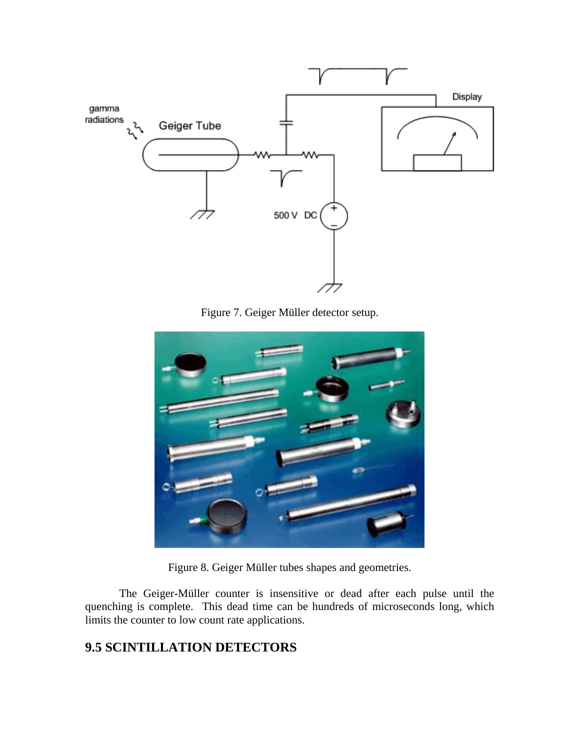Figure 7. Geiger Müller detector setup.

Figure 8. Geiger Müller tubes shapes and geometries.

The Geiger-Müller counter is insensitive or dead after each pulse until the quenching is complete. This dead time can be hundreds of microseconds long, which limits the counter to low count rate applications.

## 9.5 SCINTILLATION DETECTORS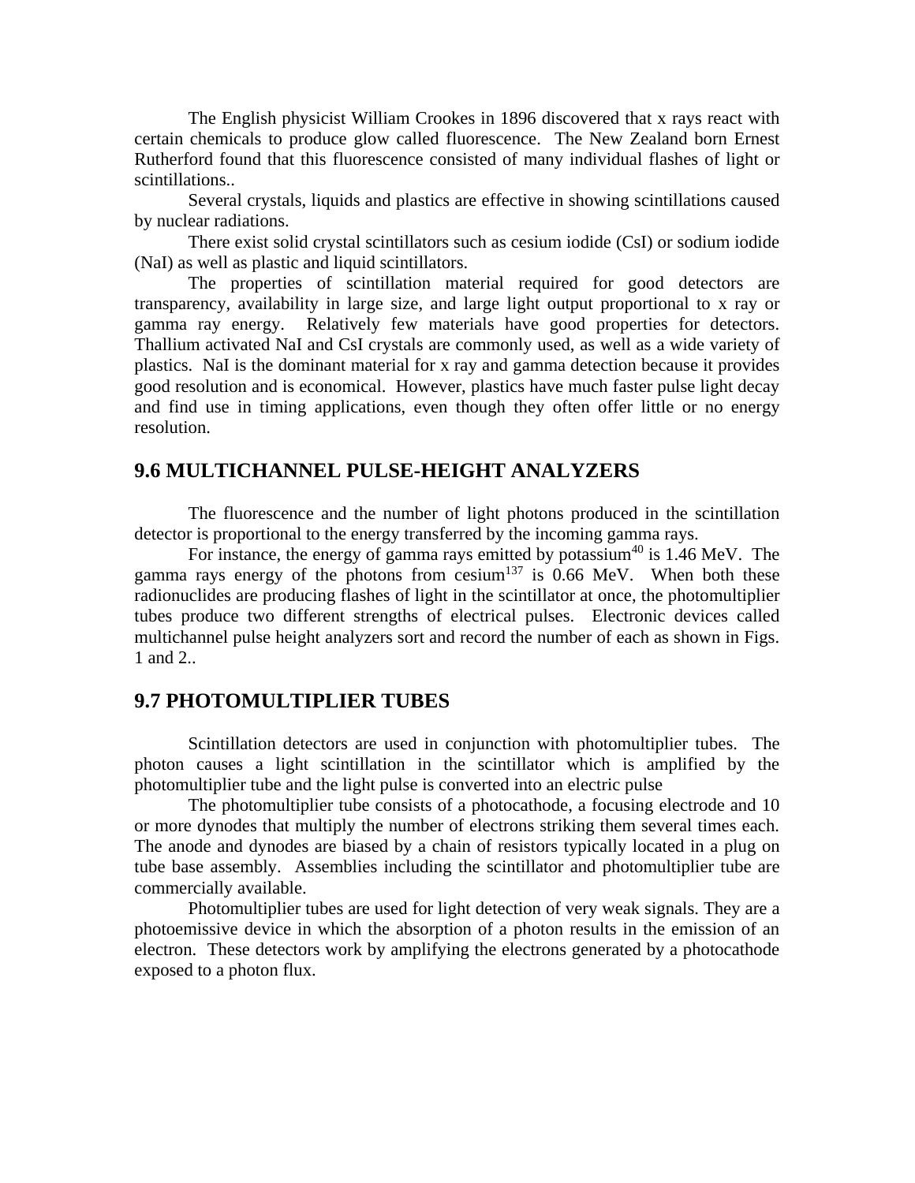The English physicist William Crookes in 1896 discovered that x rays react with certain chemicals to produce glow called fluorescence. The New Zealand born Ernest Rutherford found that this fluorescence consisted of many individual flashes of light or scintillations..

Several crystals, liquids and plastics are effective in showing scintillations caused by nuclear radiations.

There exist solid crystal scintillators such as cesium iodide (CsI) or sodium iodide (NaI) as well as plastic and liquid scintillators.

The properties of scintillation material required for good detectors are transparency, availability in large size, and large light output proportional to x ray or gamma ray energy. Relatively few materials have good properties for detectors. Thallium activated NaI and CsI crystals are commonly used, as well as a wide variety of plastics. NaI is the dominant material for x ray and gamma detection because it provides good resolution and is economical. However, plastics have much faster pulse light decay and find use in timing applications, even though they often offer little or no energy resolution.

## 9.6 MULTICHANNEL PULSE-HEIGHT ANALYZERS

The fluorescence and the number of light photons produced in the scintillation detector is proportional to the energy transferred by the incoming gamma rays.

For instance, the energy of gamma rays emitted by potassium$^{40}$ is 1.46 MeV. The gamma rays energy of the photons from cesium$^{137}$ is 0.66 MeV. When both these radionuclides are producing flashes of light in the scintillator at once, the photomultiplier tubes produce two different strengths of electrical pulses. Electronic devices called multichannel pulse height analyzers sort and record the number of each as shown in Figs. 1 and 2..

## 9.7 PHOTOMULTIPLIER TUBES

Scintillation detectors are used in conjunction with photomultiplier tubes. The photon causes a light scintillation in the scintillator which is amplified by the photomultiplier tube and the light pulse is converted into an electric pulse

The photomultiplier tube consists of a photocathode, a focusing electrode and 10 or more dynodes that multiply the number of electrons striking them several times each. The anode and dynodes are biased by a chain of resistors typically located in a plug on tube base assembly. Assemblies including the scintillator and photomultiplier tube are commercially available.

Photomultiplier tubes are used for light detection of very weak signals. They are a photoemissive device in which the absorption of a photon results in the emission of an electron. These detectors work by amplifying the electrons generated by a photocathode exposed to a photon flux.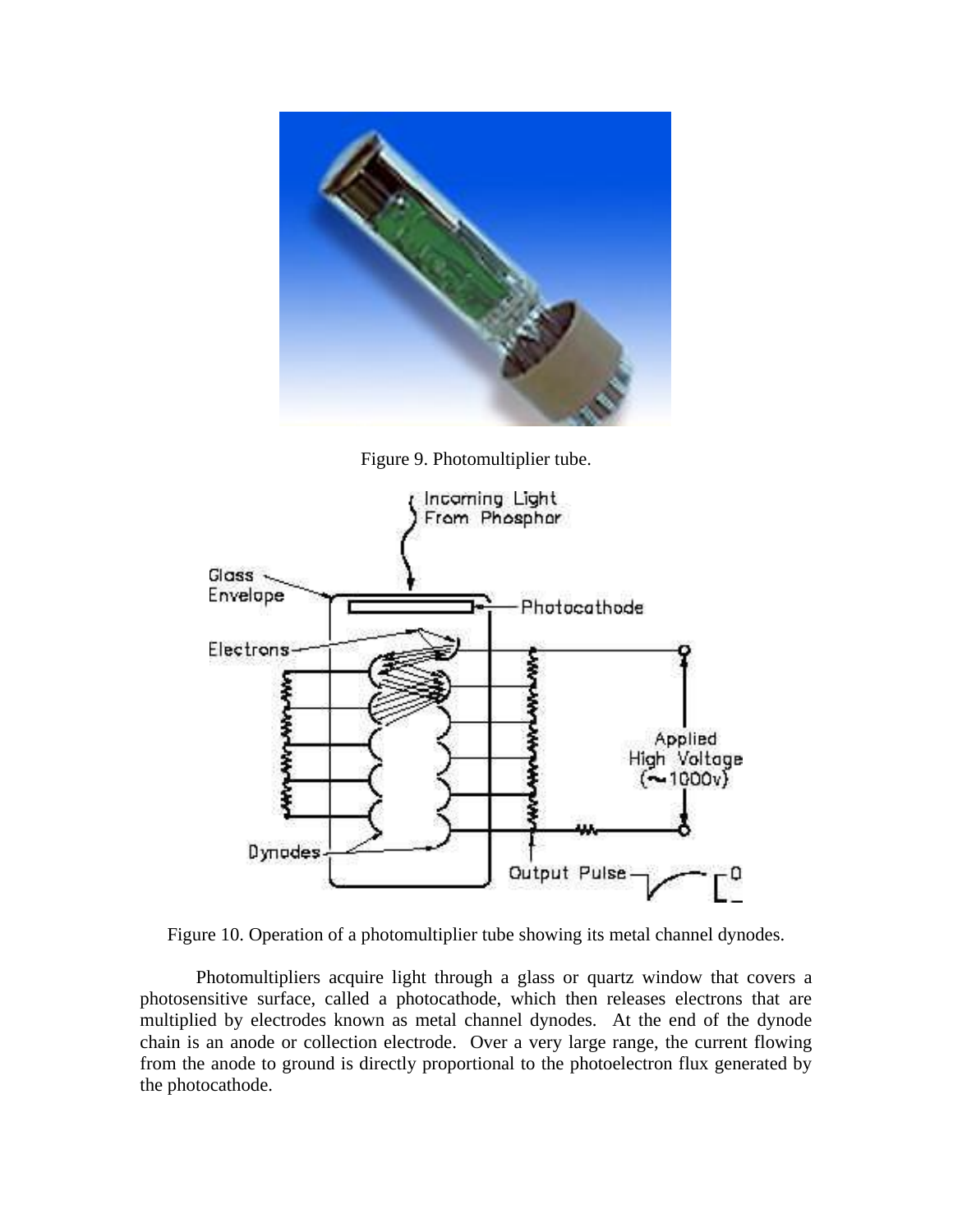Figure 9. Photomultiplier tube.

Figure 10. Operation of a photomultiplier tube showing its metal channel dynodes.

Photomultipliers acquire light through a glass or quartz window that covers a photosensitive surface, called a photocathode, which then releases electrons that are multiplied by electrodes known as metal channel dynodes. At the end of the dynode chain is an anode or collection electrode. Over a very large range, the current flowing from the anode to ground is directly proportional to the photoelectron flux generated by the photocathode.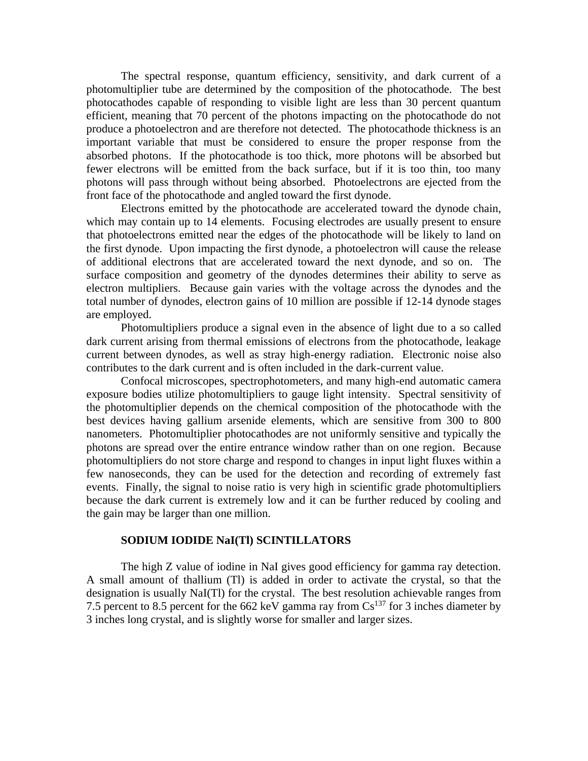The spectral response, quantum efficiency, sensitivity, and dark current of a photomultiplier tube are determined by the composition of the photocathode. The best photocathodes capable of responding to visible light are less than 30 percent quantum efficient, meaning that 70 percent of the photons impacting on the photocathode do not produce a photoelectron and are therefore not detected. The photocathode thickness is an important variable that must be considered to ensure the proper response from the absorbed photons. If the photocathode is too thick, more photons will be absorbed but fewer electrons will be emitted from the back surface, but if it is too thin, too many photons will pass through without being absorbed. Photoelectrons are ejected from the front face of the photocathode and angled toward the first dynode.

Electrons emitted by the photocathode are accelerated toward the dynode chain, which may contain up to 14 elements. Focusing electrodes are usually present to ensure that photoelectrons emitted near the edges of the photocathode will be likely to land on the first dynode. Upon impacting the first dynode, a photoelectron will cause the release of additional electrons that are accelerated toward the next dynode, and so on. The surface composition and geometry of the dynodes determines their ability to serve as electron multipliers. Because gain varies with the voltage across the dynodes and the total number of dynodes, electron gains of 10 million are possible if 12-14 dynode stages are employed.

Photomultipliers produce a signal even in the absence of light due to a so called dark current arising from thermal emissions of electrons from the photocathode, leakage current between dynodes, as well as stray high-energy radiation. Electronic noise also contributes to the dark current and is often included in the dark-current value.

Confocal microscopes, spectrophotometers, and many high-end automatic camera exposure bodies utilize photomultipliers to gauge light intensity. Spectral sensitivity of the photomultiplier depends on the chemical composition of the photocathode with the best devices having gallium arsenide elements, which are sensitive from 300 to 800 nanometers. Photomultiplier photocathodes are not uniformly sensitive and typically the photons are spread over the entire entrance window rather than on one region. Because photomultipliers do not store charge and respond to changes in input light fluxes within a few nanoseconds, they can be used for the detection and recording of extremely fast events. Finally, the signal to noise ratio is very high in scientific grade photomultipliers because the dark current is extremely low and it can be further reduced by cooling and the gain may be larger than one million.

## SODIUM IODIDE NaI(Tl) SCINTILLATORS

The high Z value of iodine in NaI gives good efficiency for gamma ray detection. A small amount of thallium (Tl) is added in order to activate the crystal, so that the designation is usually NaI(Tl) for the crystal. The best resolution achievable ranges from 7.5 percent to 8.5 percent for the 662 keV gamma ray from $Cs^{137}$ for 3 inches diameter by 3 inches long crystal, and is slightly worse for smaller and larger sizes.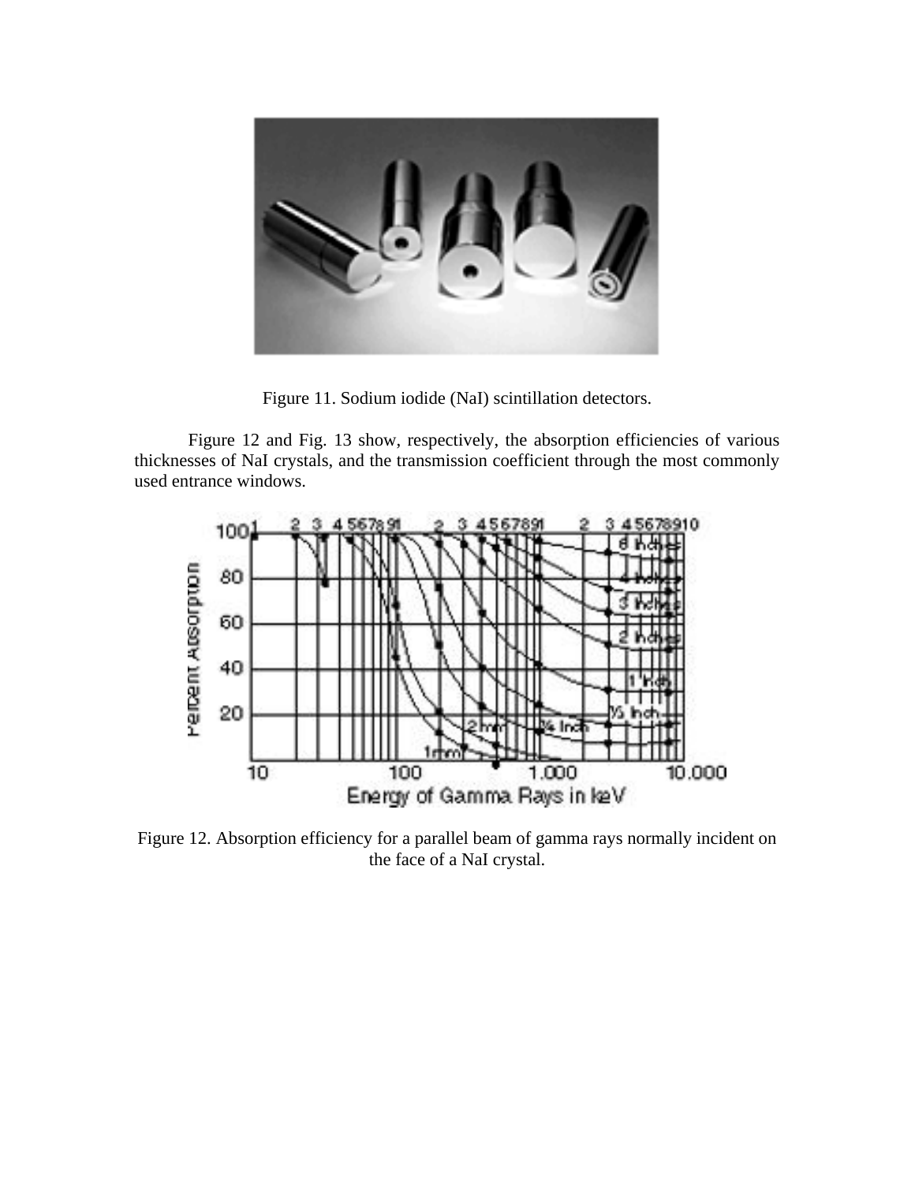Figure 11. Sodium iodide (NaI) scintillation detectors.

Figure 12 and Fig. 13 show, respectively, the absorption efficiencies of various thicknesses of NaI crystals, and the transmission coefficient through the most commonly used entrance windows.

Figure 12. Absorption efficiency for a parallel beam of gamma rays normally incident on the face of a NaI crystal.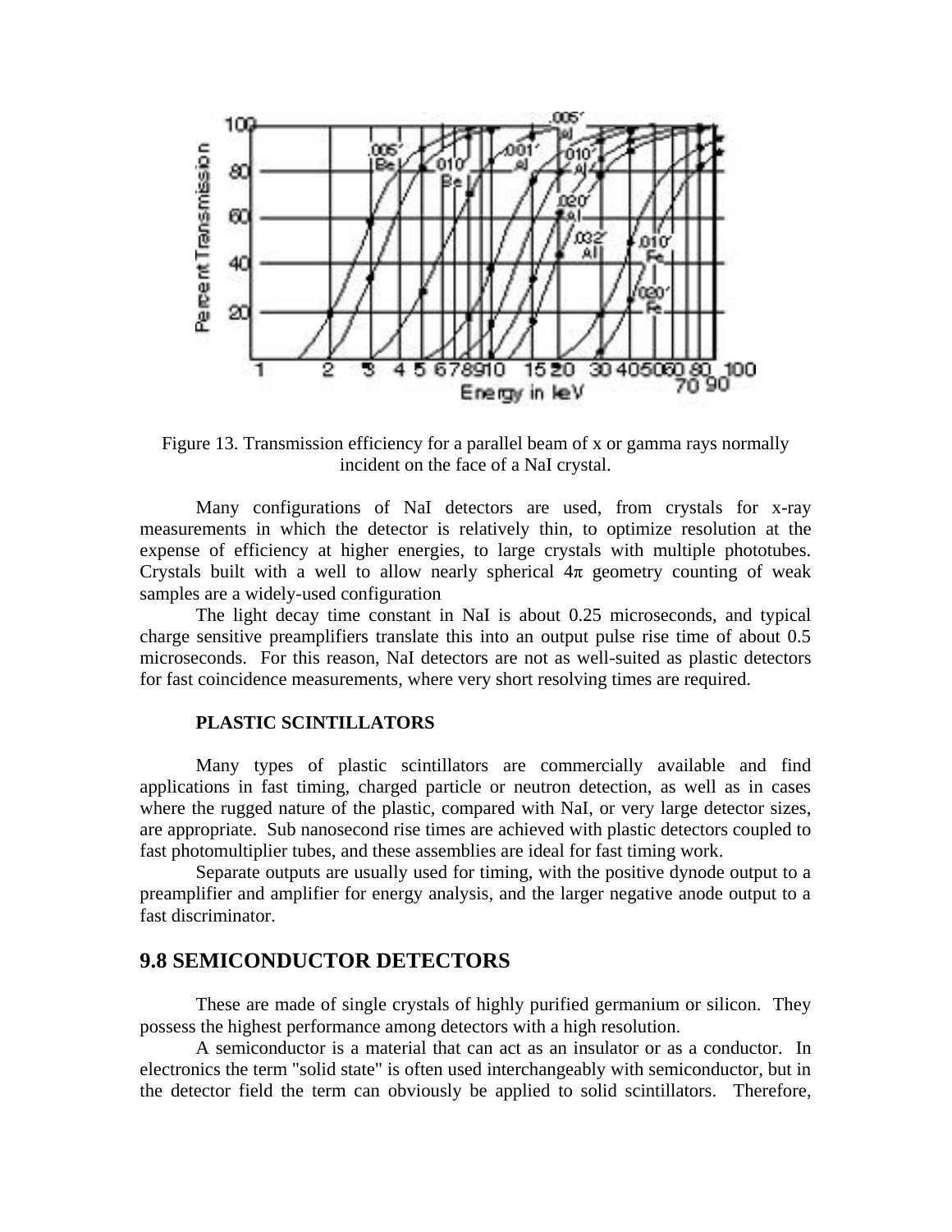Figure 13. Transmission efficiency for a parallel beam of x or gamma rays normally incident on the face of a NaI crystal.

Many configurations of NaI detectors are used, from crystals for x-ray measurements in which the detector is relatively thin, to optimize resolution at the expense of efficiency at higher energies, to large crystals with multiple phototubes. Crystals built with a well to allow nearly spherical 4π geometry counting of weak samples are a widely-used configuration

The light decay time constant in NaI is about 0.25 microseconds, and typical charge sensitive preamplifiers translate this into an output pulse rise time of about 0.5 microseconds. For this reason, NaI detectors are not as well-suited as plastic detectors for fast coincidence measurements, where very short resolving times are required.

**PLASTIC SCINTILLATORS**

Many types of plastic scintillators are commercially available and find applications in fast timing, charged particle or neutron detection, as well as in cases where the rugged nature of the plastic, compared with NaI, or very large detector sizes, are appropriate. Sub nanosecond rise times are achieved with plastic detectors coupled to fast photomultiplier tubes, and these assemblies are ideal for fast timing work.

Separate outputs are usually used for timing, with the positive dynode output to a preamplifier and amplifier for energy analysis, and the larger negative anode output to a fast discriminator.

## 9.8 SEMICONDUCTOR DETECTORS

These are made of single crystals of highly purified germanium or silicon. They possess the highest performance among detectors with a high resolution.

A semiconductor is a material that can act as an insulator or as a conductor. In electronics the term "solid state" is often used interchangeably with semiconductor, but in the detector field the term can obviously be applied to solid scintillators. Therefore,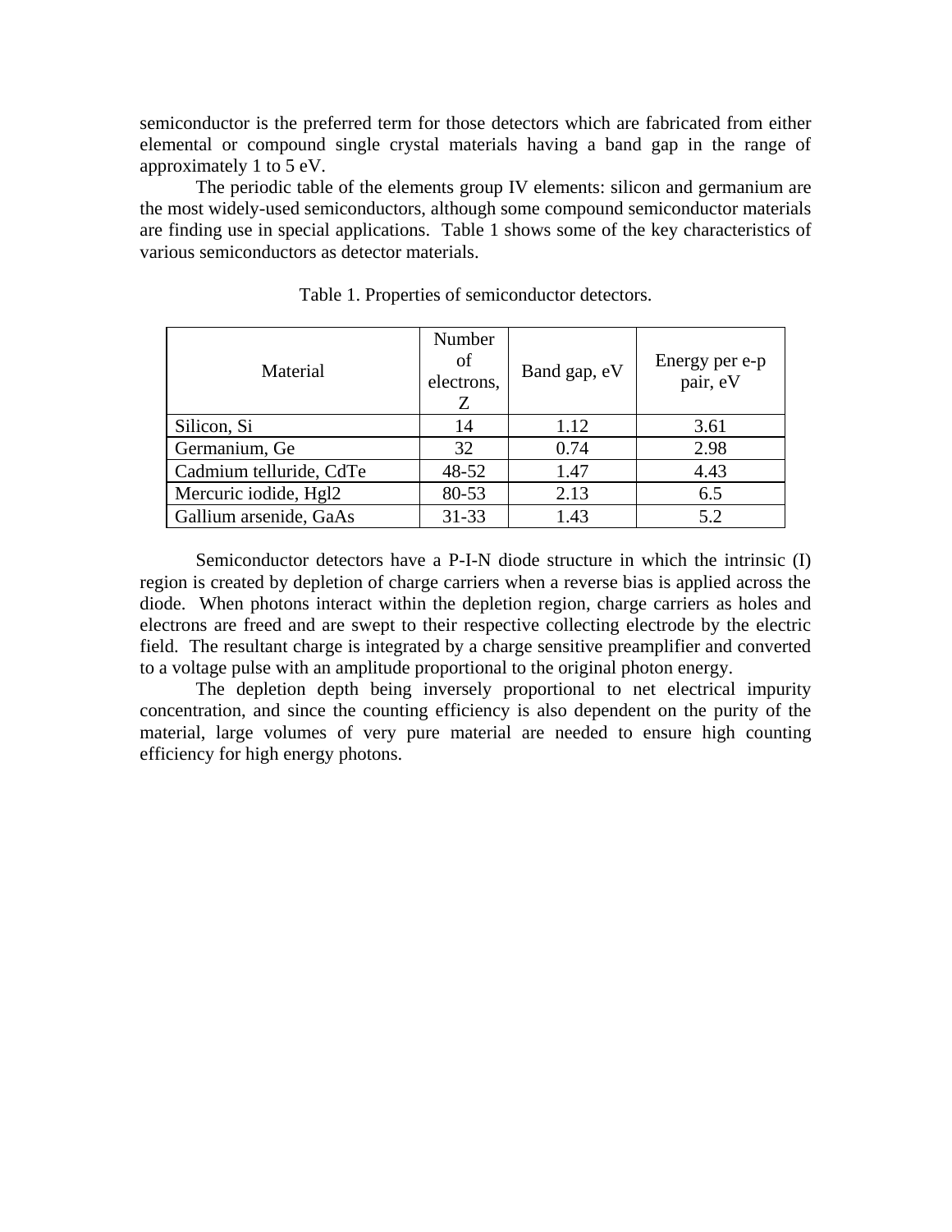semiconductor is the preferred term for those detectors which are fabricated from either elemental or compound single crystal materials having a band gap in the range of approximately 1 to 5 eV.

The periodic table of the elements group IV elements: silicon and germanium are the most widely-used semiconductors, although some compound semiconductor materials are finding use in special applications. Table 1 shows some of the key characteristics of various semiconductors as detector materials.

Table 1. Properties of semiconductor detectors.

| Material | Number of electrons, Z | Band gap, eV | Energy per e-p pair, eV |
|---|---|---|---|
| Silicon, Si | 14 | 1.12 | 3.61 |
| Germanium, Ge | 32 | 0.74 | 2.98 |
| Cadmium telluride, CdTe | 48-52 | 1.47 | 4.43 |
| Mercuric iodide, Hgl2 | 80-53 | 2.13 | 6.5 |
| Gallium arsenide, GaAs | 31-33 | 1.43 | 5.2 |

Semiconductor detectors have a P-I-N diode structure in which the intrinsic (I) region is created by depletion of charge carriers when a reverse bias is applied across the diode. When photons interact within the depletion region, charge carriers as holes and electrons are freed and are swept to their respective collecting electrode by the electric field. The resultant charge is integrated by a charge sensitive preamplifier and converted to a voltage pulse with an amplitude proportional to the original photon energy.

The depletion depth being inversely proportional to net electrical impurity concentration, and since the counting efficiency is also dependent on the purity of the material, large volumes of very pure material are needed to ensure high counting efficiency for high energy photons.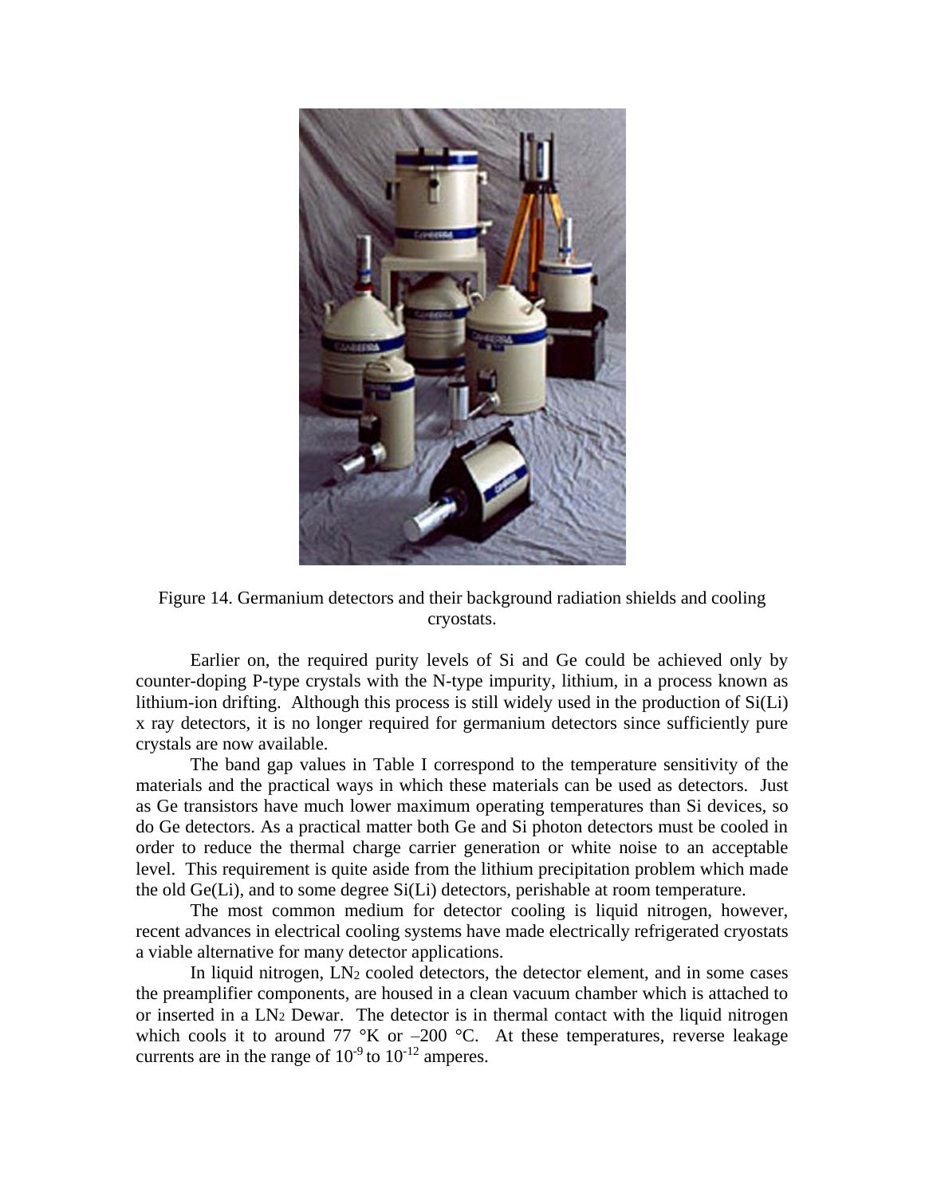Figure 14. Germanium detectors and their background radiation shields and cooling cryostats.

Earlier on, the required purity levels of Si and Ge could be achieved only by counter-doping P-type crystals with the N-type impurity, lithium, in a process known as lithium-ion drifting. Although this process is still widely used in the production of Si(Li) x ray detectors, it is no longer required for germanium detectors since sufficiently pure crystals are now available.

The band gap values in Table I correspond to the temperature sensitivity of the materials and the practical ways in which these materials can be used as detectors. Just as Ge transistors have much lower maximum operating temperatures than Si devices, so do Ge detectors. As a practical matter both Ge and Si photon detectors must be cooled in order to reduce the thermal charge carrier generation or white noise to an acceptable level. This requirement is quite aside from the lithium precipitation problem which made the old Ge(Li), and to some degree Si(Li) detectors, perishable at room temperature.

The most common medium for detector cooling is liquid nitrogen, however, recent advances in electrical cooling systems have made electrically refrigerated cryostats a viable alternative for many detector applications.

In liquid nitrogen, $LN_2$ cooled detectors, the detector element, and in some cases the preamplifier components, are housed in a clean vacuum chamber which is attached to or inserted in a $LN_2$ Dewar. The detector is in thermal contact with the liquid nitrogen which cools it to around 77 °K or –200 °C. At these temperatures, reverse leakage currents are in the range of $10^{-9}$ to $10^{-12}$ amperes.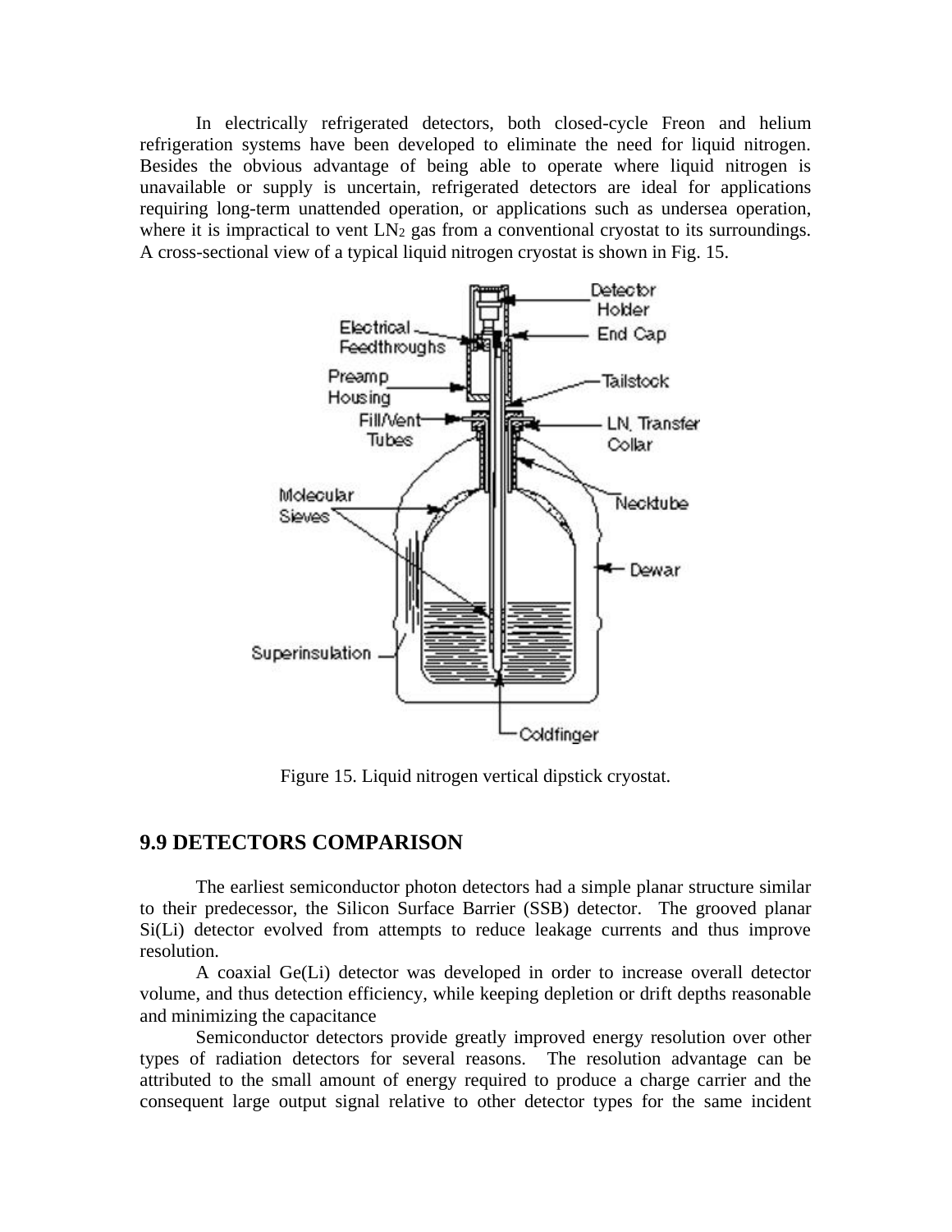In electrically refrigerated detectors, both closed-cycle Freon and helium refrigeration systems have been developed to eliminate the need for liquid nitrogen. Besides the obvious advantage of being able to operate where liquid nitrogen is unavailable or supply is uncertain, refrigerated detectors are ideal for applications requiring long-term unattended operation, or applications such as undersea operation, where it is impractical to vent $LN_2$ gas from a conventional cryostat to its surroundings. A cross-sectional view of a typical liquid nitrogen cryostat is shown in Fig. 15.

Figure 15. Liquid nitrogen vertical dipstick cryostat.

## 9.9 DETECTORS COMPARISON

The earliest semiconductor photon detectors had a simple planar structure similar to their predecessor, the Silicon Surface Barrier (SSB) detector. The grooved planar Si(Li) detector evolved from attempts to reduce leakage currents and thus improve resolution.

A coaxial Ge(Li) detector was developed in order to increase overall detector volume, and thus detection efficiency, while keeping depletion or drift depths reasonable and minimizing the capacitance

Semiconductor detectors provide greatly improved energy resolution over other types of radiation detectors for several reasons. The resolution advantage can be attributed to the small amount of energy required to produce a charge carrier and the consequent large output signal relative to other detector types for the same incident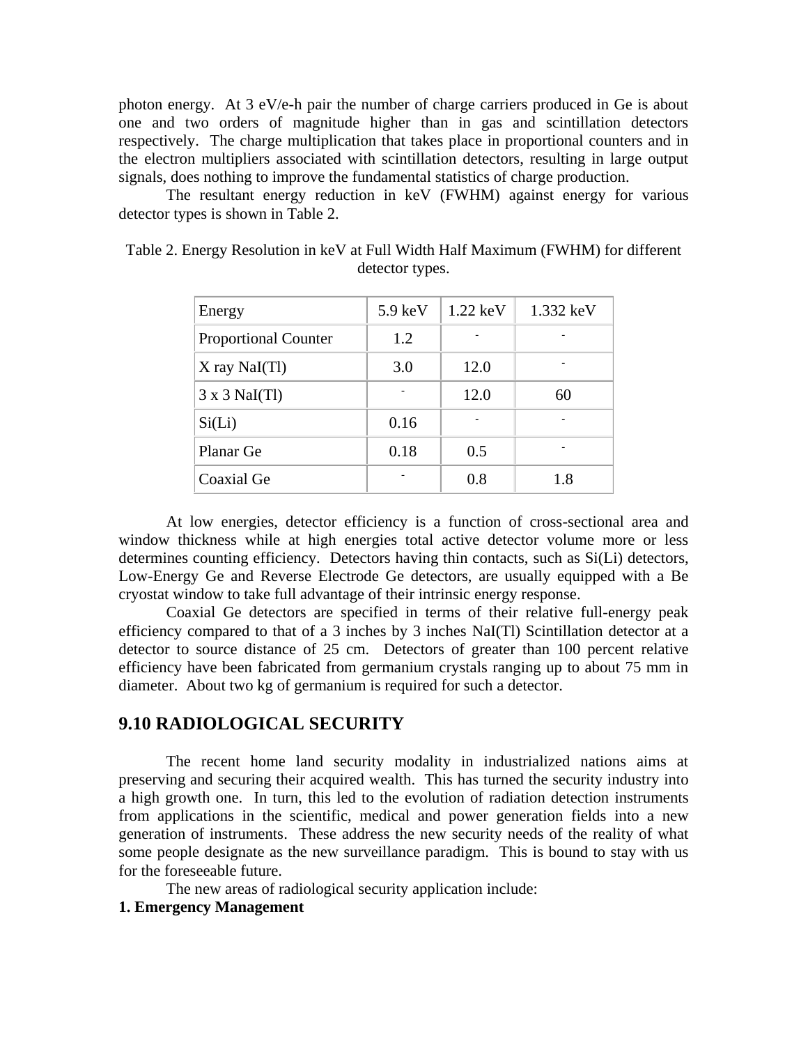photon energy. At 3 eV/e-h pair the number of charge carriers produced in Ge is about one and two orders of magnitude higher than in gas and scintillation detectors respectively. The charge multiplication that takes place in proportional counters and in the electron multipliers associated with scintillation detectors, resulting in large output signals, does nothing to improve the fundamental statistics of charge production.

The resultant energy reduction in keV (FWHM) against energy for various detector types is shown in Table 2.

Table 2. Energy Resolution in keV at Full Width Half Maximum (FWHM) for different detector types.

| Energy | 5.9 keV | 1.22 keV | 1.332 keV |
|---|---|---|---|
| Proportional Counter | 1.2 | - | - |
| X ray NaI(Tl) | 3.0 | 12.0 | - |
| 3 x 3 NaI(Tl) | - | 12.0 | 60 |
| Si(Li) | 0.16 | - | - |
| Planar Ge | 0.18 | 0.5 | - |
| Coaxial Ge | - | 0.8 | 1.8 |

At low energies, detector efficiency is a function of cross-sectional area and window thickness while at high energies total active detector volume more or less determines counting efficiency. Detectors having thin contacts, such as Si(Li) detectors, Low-Energy Ge and Reverse Electrode Ge detectors, are usually equipped with a Be cryostat window to take full advantage of their intrinsic energy response.

Coaxial Ge detectors are specified in terms of their relative full-energy peak efficiency compared to that of a 3 inches by 3 inches NaI(Tl) Scintillation detector at a detector to source distance of 25 cm. Detectors of greater than 100 percent relative efficiency have been fabricated from germanium crystals ranging up to about 75 mm in diameter. About two kg of germanium is required for such a detector.

## 9.10 RADIOLOGICAL SECURITY

The recent home land security modality in industrialized nations aims at preserving and securing their acquired wealth. This has turned the security industry into a high growth one. In turn, this led to the evolution of radiation detection instruments from applications in the scientific, medical and power generation fields into a new generation of instruments. These address the new security needs of the reality of what some people designate as the new surveillance paradigm. This is bound to stay with us for the foreseeable future.

The new areas of radiological security application include:

**1. Emergency Management**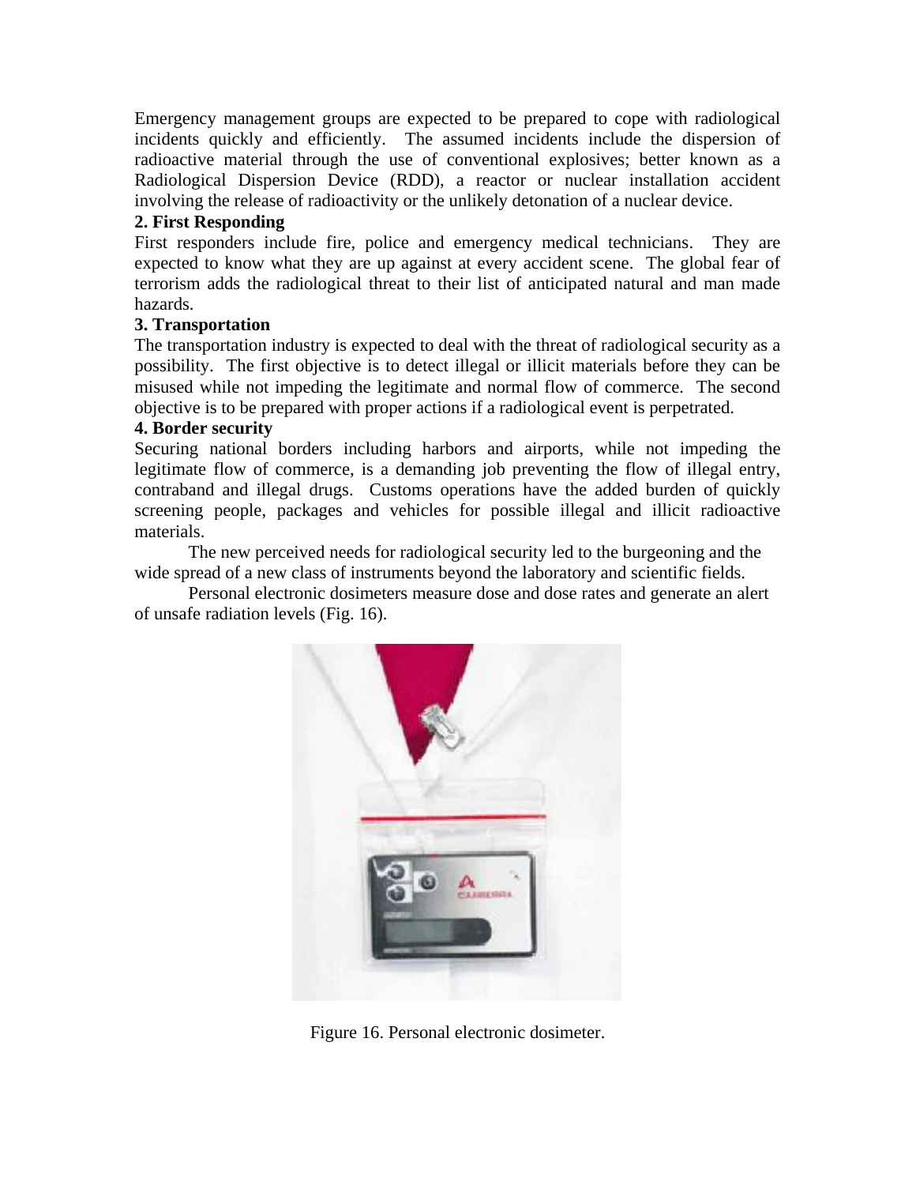Emergency management groups are expected to be prepared to cope with radiological incidents quickly and efficiently. The assumed incidents include the dispersion of radioactive material through the use of conventional explosives; better known as a Radiological Dispersion Device (RDD), a reactor or nuclear installation accident involving the release of radioactivity or the unlikely detonation of a nuclear device.

**2. First Responding**

First responders include fire, police and emergency medical technicians. They are expected to know what they are up against at every accident scene. The global fear of terrorism adds the radiological threat to their list of anticipated natural and man made hazards.

**3. Transportation**

The transportation industry is expected to deal with the threat of radiological security as a possibility. The first objective is to detect illegal or illicit materials before they can be misused while not impeding the legitimate and normal flow of commerce. The second objective is to be prepared with proper actions if a radiological event is perpetrated.

**4. Border security**

Securing national borders including harbors and airports, while not impeding the legitimate flow of commerce, is a demanding job preventing the flow of illegal entry, contraband and illegal drugs. Customs operations have the added burden of quickly screening people, packages and vehicles for possible illegal and illicit radioactive materials.

The new perceived needs for radiological security led to the burgeoning and the wide spread of a new class of instruments beyond the laboratory and scientific fields.

Personal electronic dosimeters measure dose and dose rates and generate an alert of unsafe radiation levels (Fig. 16).

Figure 16. Personal electronic dosimeter.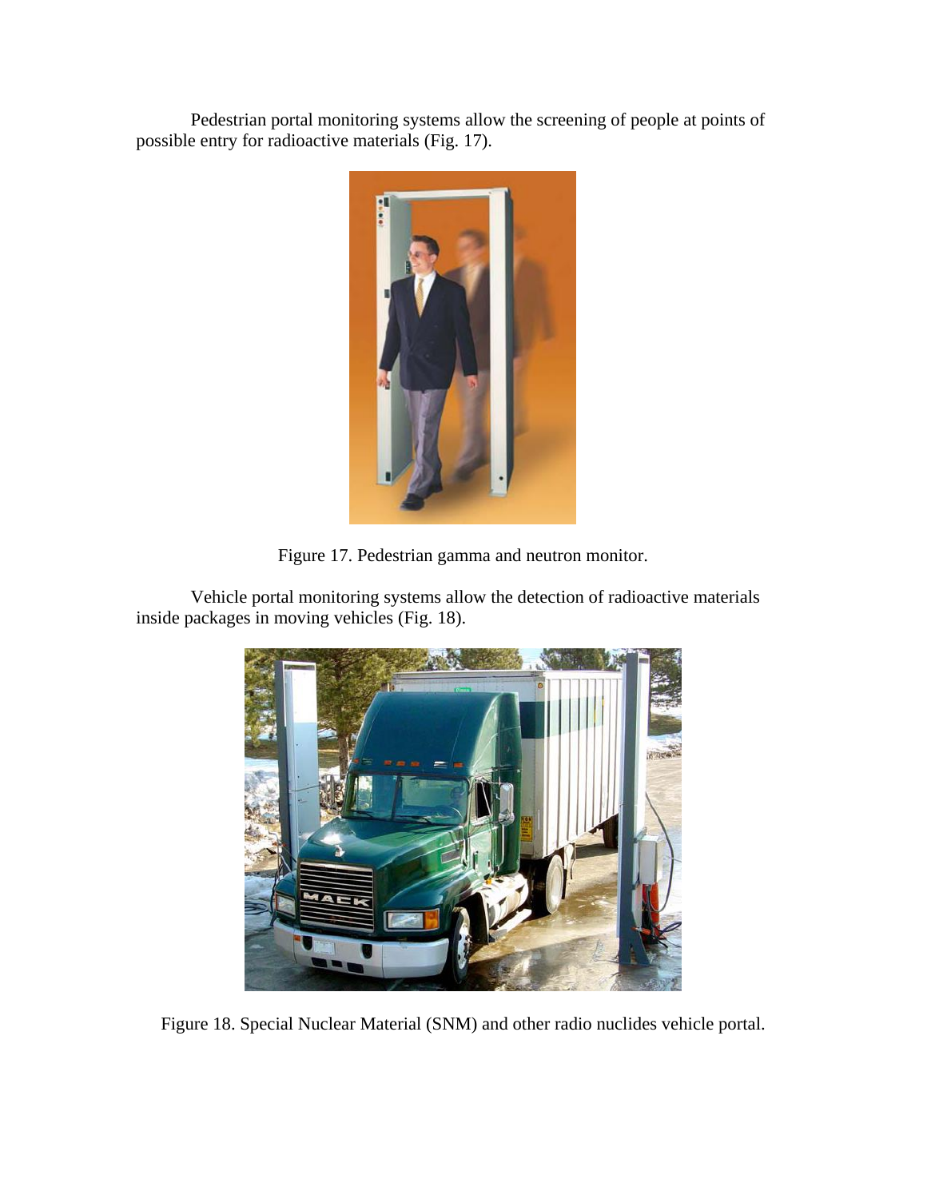Pedestrian portal monitoring systems allow the screening of people at points of possible entry for radioactive materials (Fig. 17).

Figure 17. Pedestrian gamma and neutron monitor.

Vehicle portal monitoring systems allow the detection of radioactive materials inside packages in moving vehicles (Fig. 18).

Figure 18. Special Nuclear Material (SNM) and other radio nuclides vehicle portal.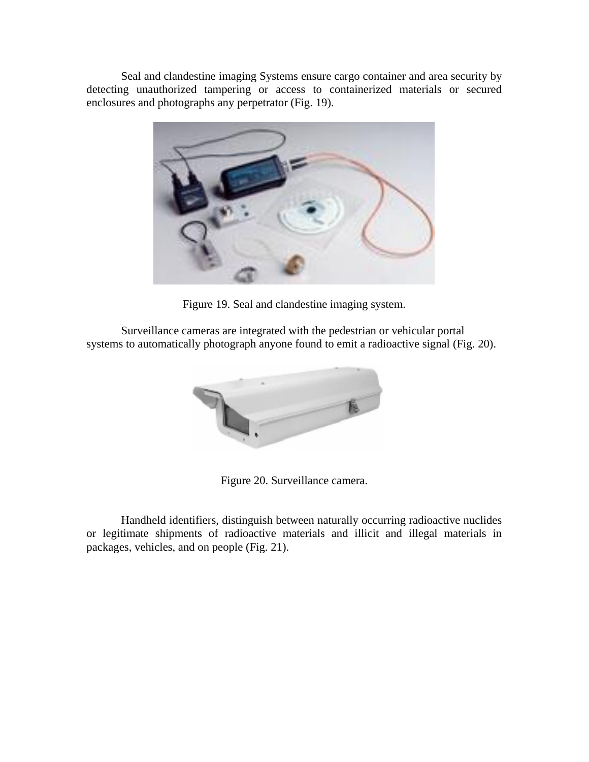Seal and clandestine imaging Systems ensure cargo container and area security by detecting unauthorized tampering or access to containerized materials or secured enclosures and photographs any perpetrator (Fig. 19).

Figure 19. Seal and clandestine imaging system.

Surveillance cameras are integrated with the pedestrian or vehicular portal systems to automatically photograph anyone found to emit a radioactive signal (Fig. 20).

Figure 20. Surveillance camera.

Handheld identifiers, distinguish between naturally occurring radioactive nuclides or legitimate shipments of radioactive materials and illicit and illegal materials in packages, vehicles, and on people (Fig. 21).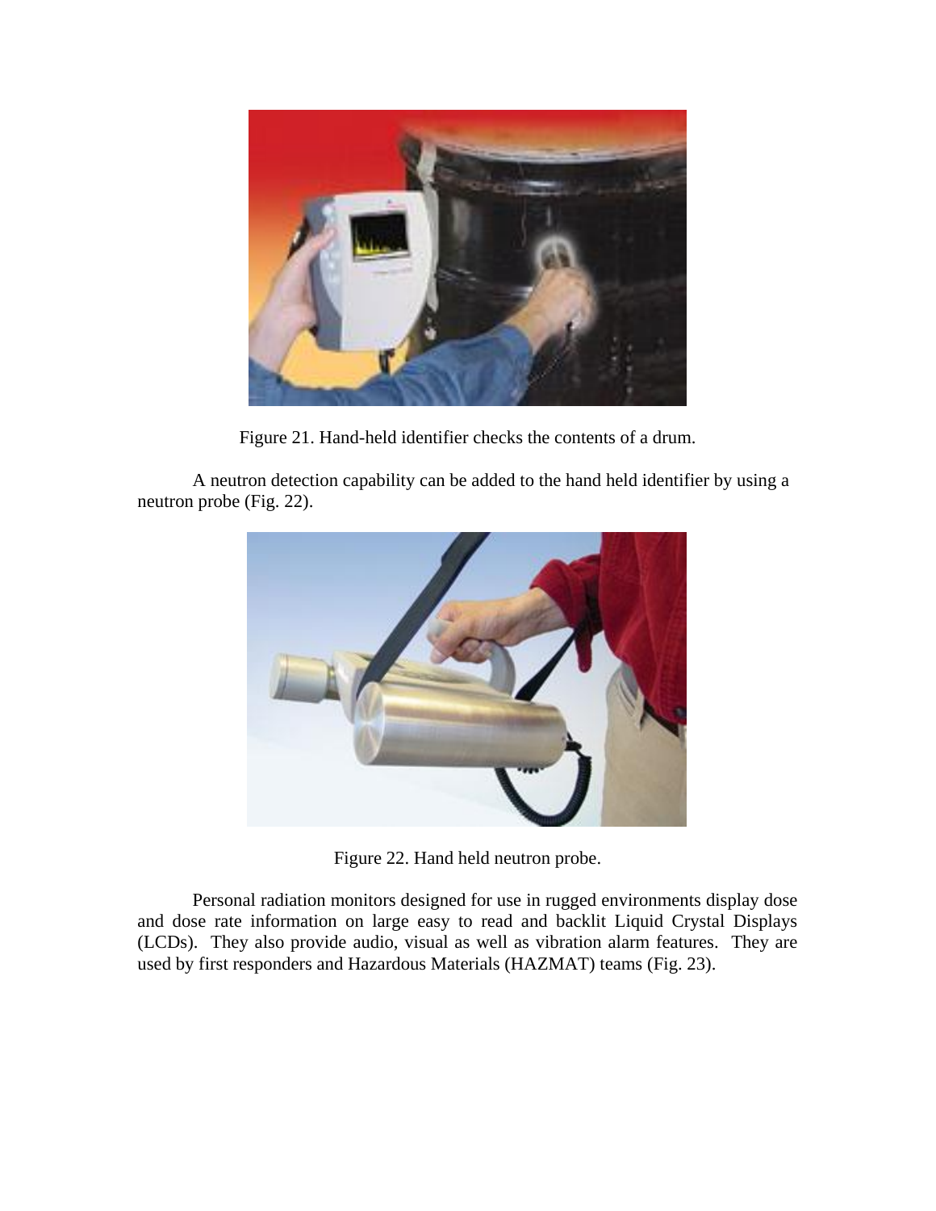Figure 21. Hand-held identifier checks the contents of a drum.

A neutron detection capability can be added to the hand held identifier by using a neutron probe (Fig. 22).

Figure 22. Hand held neutron probe.

Personal radiation monitors designed for use in rugged environments display dose and dose rate information on large easy to read and backlit Liquid Crystal Displays (LCDs). They also provide audio, visual as well as vibration alarm features. They are used by first responders and Hazardous Materials (HAZMAT) teams (Fig. 23).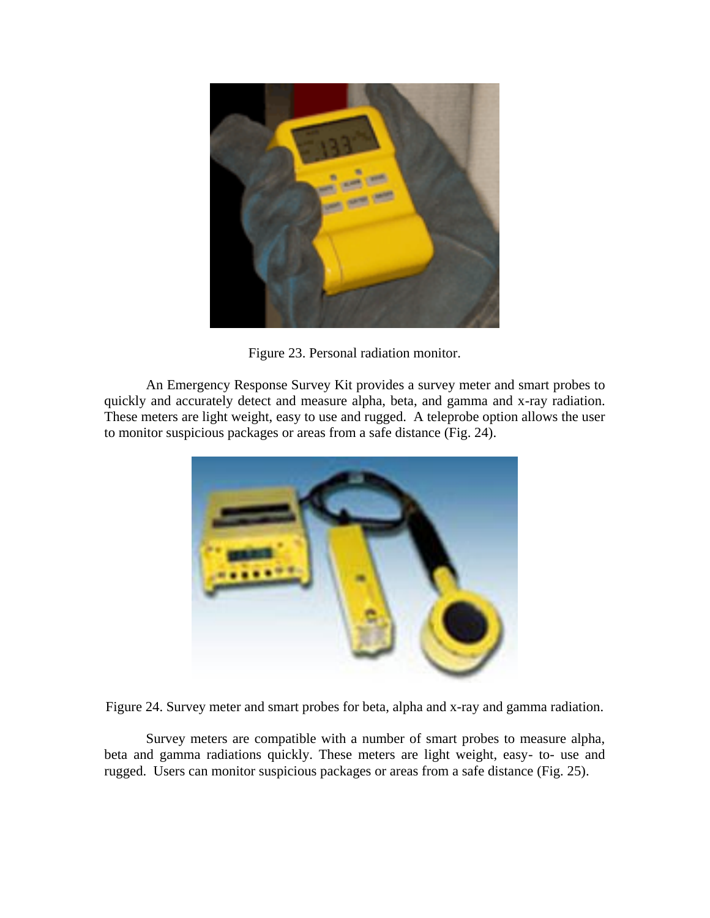Figure 23. Personal radiation monitor.

An Emergency Response Survey Kit provides a survey meter and smart probes to quickly and accurately detect and measure alpha, beta, and gamma and x-ray radiation. These meters are light weight, easy to use and rugged. A teleprobe option allows the user to monitor suspicious packages or areas from a safe distance (Fig. 24).

Figure 24. Survey meter and smart probes for beta, alpha and x-ray and gamma radiation.

Survey meters are compatible with a number of smart probes to measure alpha, beta and gamma radiations quickly. These meters are light weight, easy- to- use and rugged. Users can monitor suspicious packages or areas from a safe distance (Fig. 25).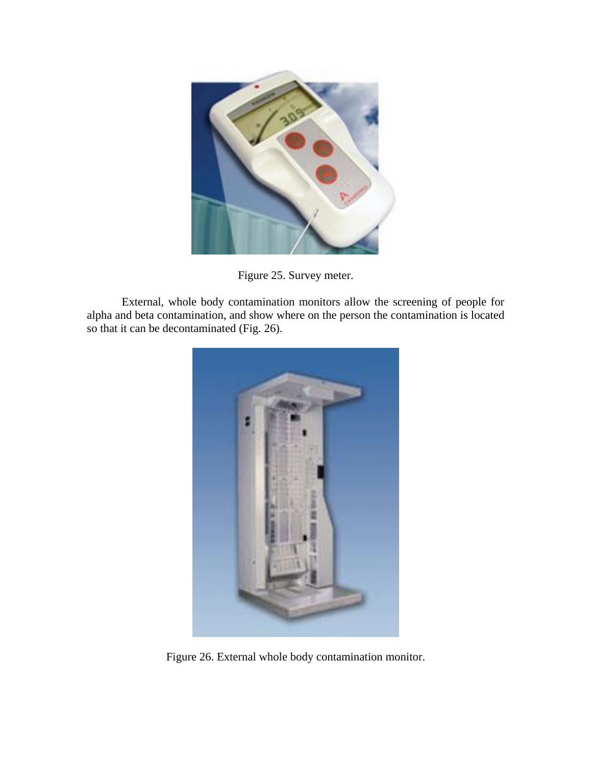Figure 25. Survey meter.

External, whole body contamination monitors allow the screening of people for alpha and beta contamination, and show where on the person the contamination is located so that it can be decontaminated (Fig. 26).

Figure 26. External whole body contamination monitor.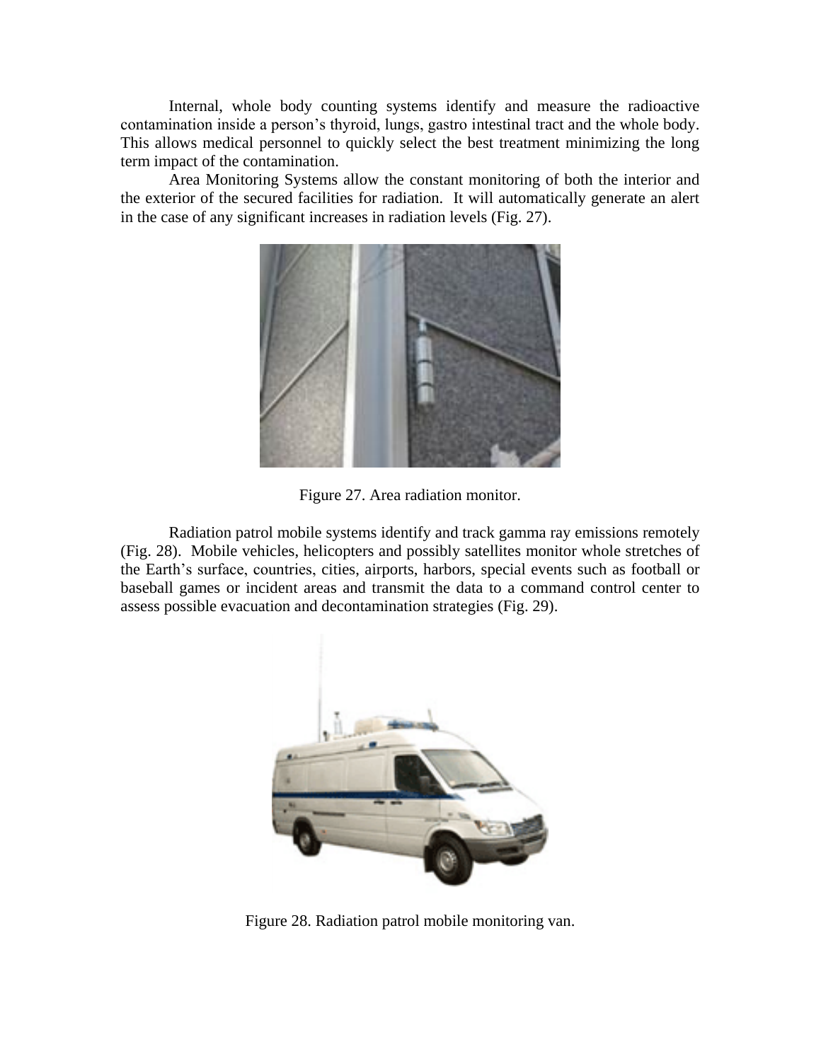Internal, whole body counting systems identify and measure the radioactive contamination inside a person's thyroid, lungs, gastro intestinal tract and the whole body. This allows medical personnel to quickly select the best treatment minimizing the long term impact of the contamination.

Area Monitoring Systems allow the constant monitoring of both the interior and the exterior of the secured facilities for radiation. It will automatically generate an alert in the case of any significant increases in radiation levels (Fig. 27).

Figure 27. Area radiation monitor.

Radiation patrol mobile systems identify and track gamma ray emissions remotely (Fig. 28). Mobile vehicles, helicopters and possibly satellites monitor whole stretches of the Earth's surface, countries, cities, airports, harbors, special events such as football or baseball games or incident areas and transmit the data to a command control center to assess possible evacuation and decontamination strategies (Fig. 29).

Figure 28. Radiation patrol mobile monitoring van.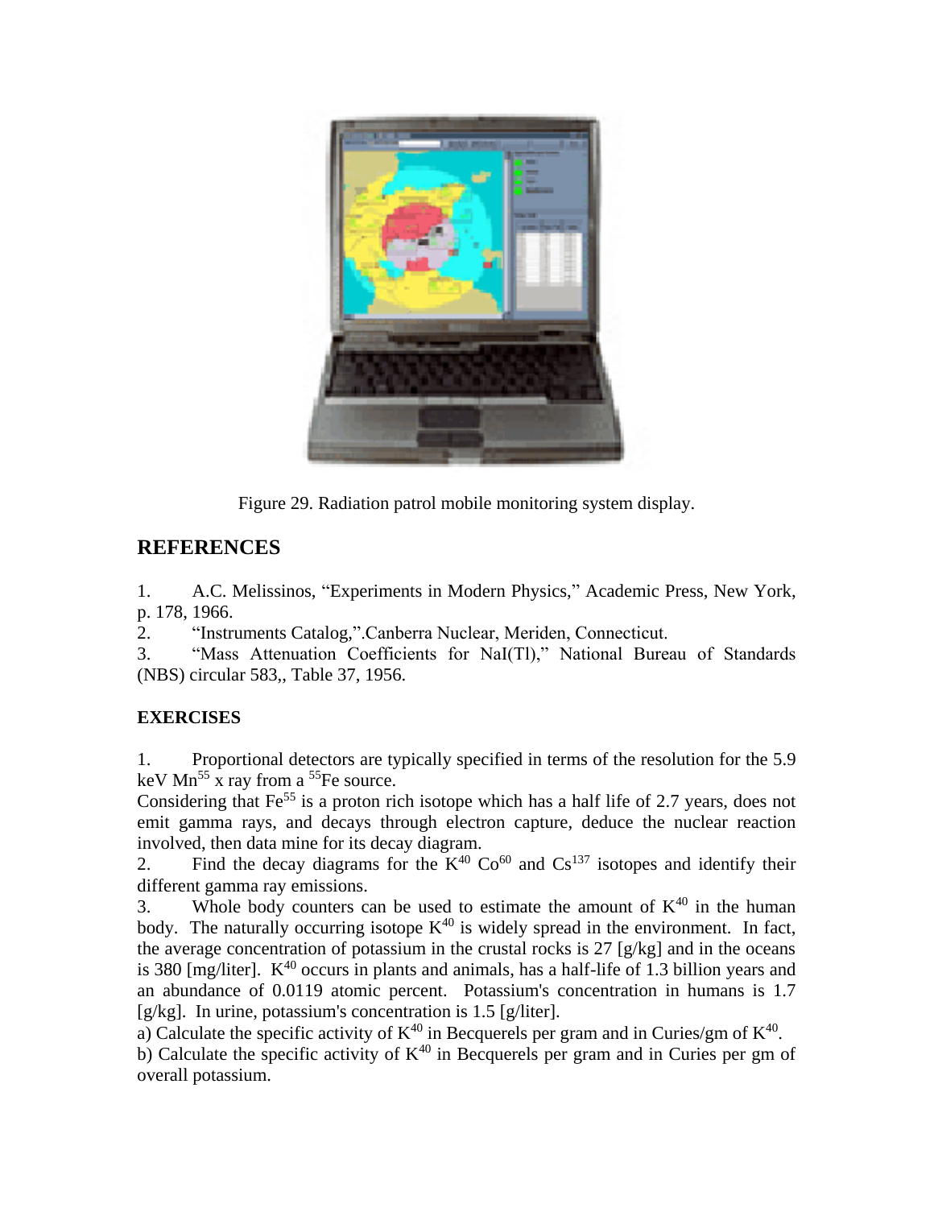Figure 29. Radiation patrol mobile monitoring system display.

## REFERENCES

1. A.C. Melissinos, "Experiments in Modern Physics," Academic Press, New York, p. 178, 1966.
2. "Instruments Catalog,".Canberra Nuclear, Meriden, Connecticut.
3. "Mass Attenuation Coefficients for NaI(Tl)," National Bureau of Standards (NBS) circular 583,, Table 37, 1956.

### EXERCISES

1. Proportional detectors are typically specified in terms of the resolution for the 5.9 keV $Mn^{55}$ x ray from a $^{55}Fe$ source.

Considering that $Fe^{55}$ is a proton rich isotope which has a half life of 2.7 years, does not emit gamma rays, and decays through electron capture, deduce the nuclear reaction involved, then data mine for its decay diagram.

2. Find the decay diagrams for the $K^{40}$ $Co^{60}$ and $Cs^{137}$ isotopes and identify their different gamma ray emissions.

3. Whole body counters can be used to estimate the amount of $K^{40}$ in the human body. The naturally occurring isotope $K^{40}$ is widely spread in the environment. In fact, the average concentration of potassium in the crustal rocks is 27 [g/kg] and in the oceans is 380 [mg/liter]. $K^{40}$ occurs in plants and animals, has a half-life of 1.3 billion years and an abundance of 0.0119 atomic percent. Potassium's concentration in humans is 1.7 [g/kg]. In urine, potassium's concentration is 1.5 [g/liter].

a) Calculate the specific activity of $K^{40}$ in Becquerels per gram and in Curies/gm of $K^{40}$.

b) Calculate the specific activity of $K^{40}$ in Becquerels per gram and in Curies per gm of overall potassium.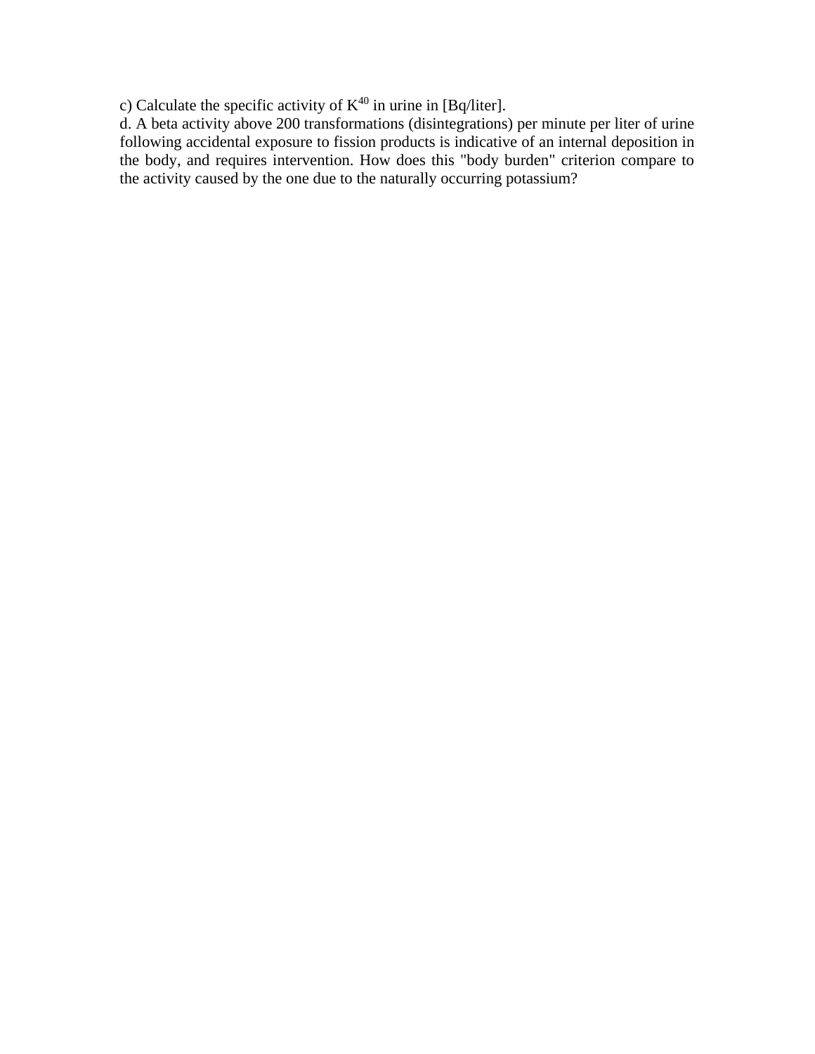c) Calculate the specific activity of $K^{40}$ in urine in [Bq/liter].

d. A beta activity above 200 transformations (disintegrations) per minute per liter of urine following accidental exposure to fission products is indicative of an internal deposition in the body, and requires intervention. How does this "body burden" criterion compare to the activity caused by the one due to the naturally occurring potassium?